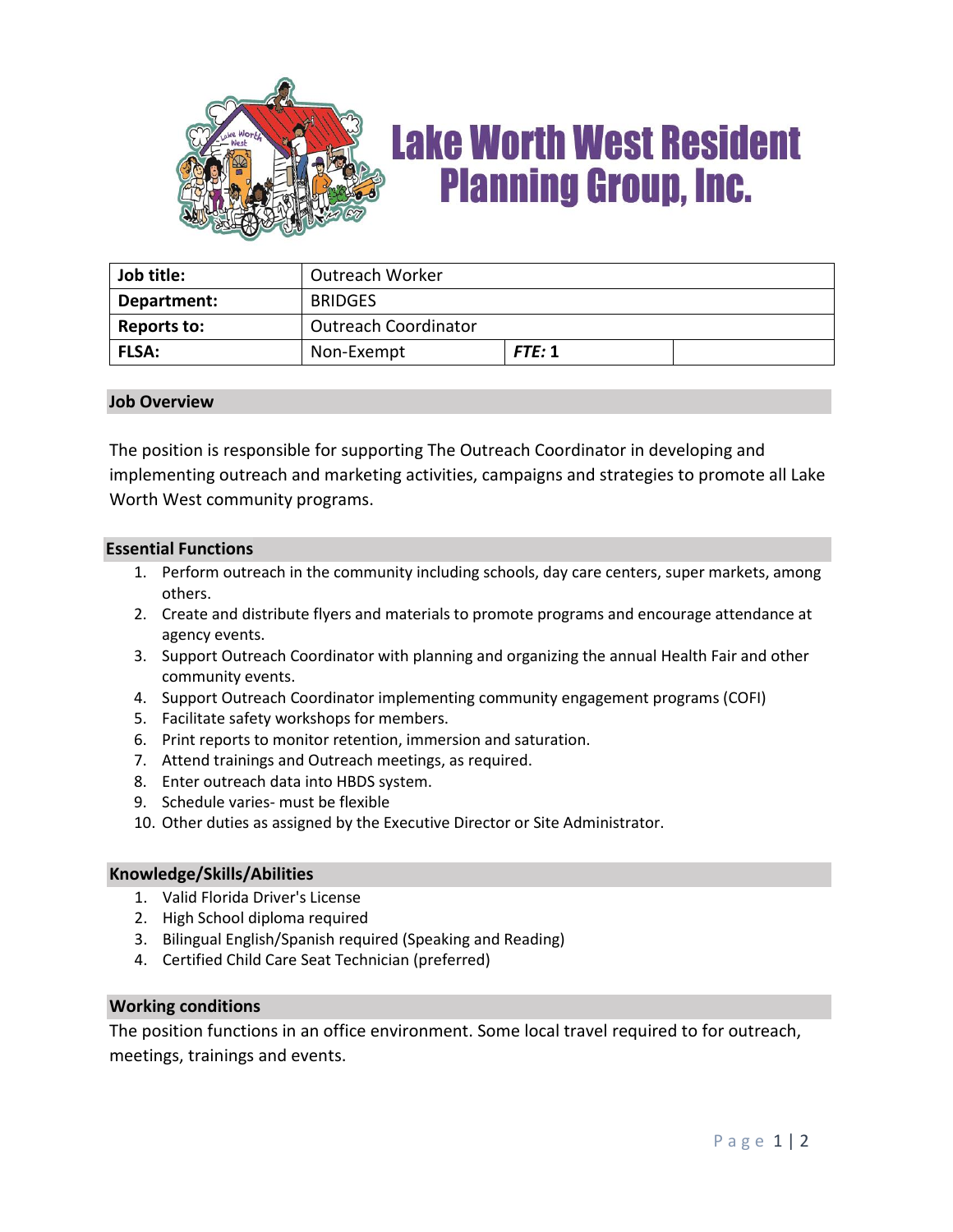# Lake Worth West Resident Planning Group, Inc.

| **Job title:** | Outreach Worker | | |
|---|---|---|---|
| **Department:** | BRIDGES | | |
| **Reports to:** | Outreach Coordinator | | |
| **FLSA:** | Non-Exempt | ***FTE:* 1** | |

## Job Overview

The position is responsible for supporting The Outreach Coordinator in developing and implementing outreach and marketing activities, campaigns and strategies to promote all Lake Worth West community programs.

## Essential Functions

1. Perform outreach in the community including schools, day care centers, super markets, among others.
2. Create and distribute flyers and materials to promote programs and encourage attendance at agency events.
3. Support Outreach Coordinator with planning and organizing the annual Health Fair and other community events.
4. Support Outreach Coordinator implementing community engagement programs (COFI)
5. Facilitate safety workshops for members.
6. Print reports to monitor retention, immersion and saturation.
7. Attend trainings and Outreach meetings, as required.
8. Enter outreach data into HBDS system.
9. Schedule varies- must be flexible
10. Other duties as assigned by the Executive Director or Site Administrator.

## Knowledge/Skills/Abilities

1. Valid Florida Driver's License
2. High School diploma required
3. Bilingual English/Spanish required (Speaking and Reading)
4. Certified Child Care Seat Technician (preferred)

## Working conditions

The position functions in an office environment. Some local travel required to for outreach, meetings, trainings and events.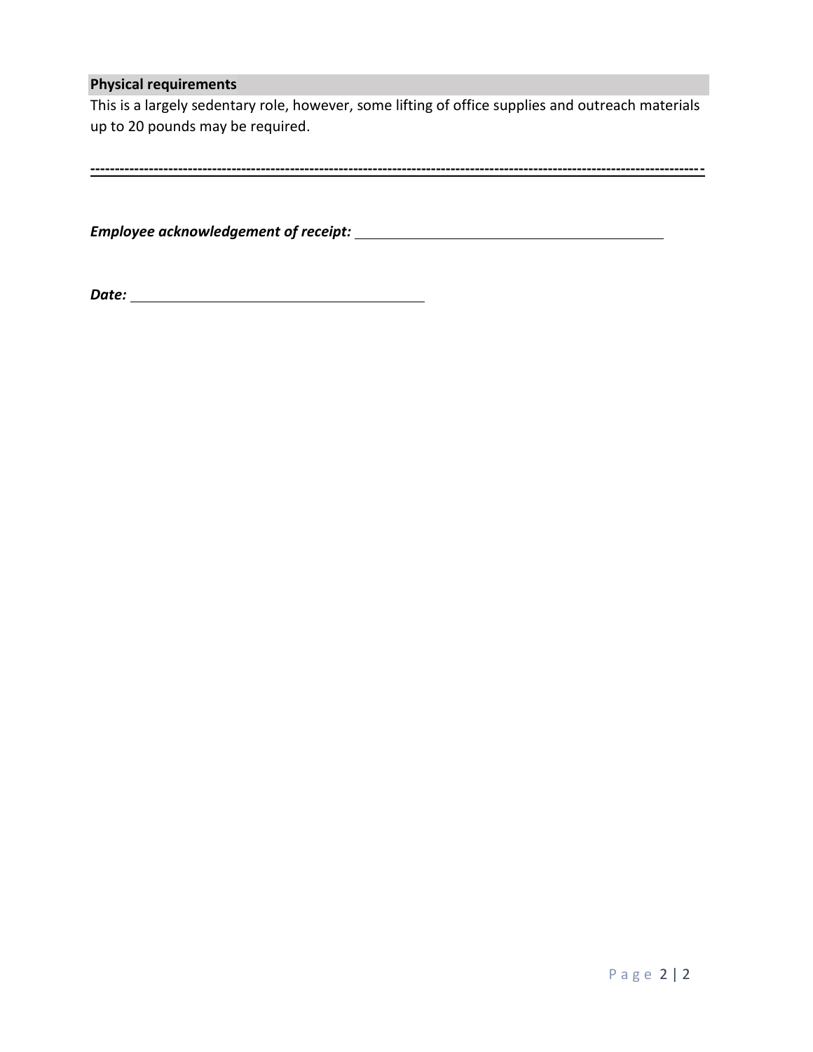### Physical requirements

This is a largely sedentary role, however, some lifting of office supplies and outreach materials up to 20 pounds may be required.

---

***Employee acknowledgement of receipt:*** ________________________________

***Date:*** ______________________________